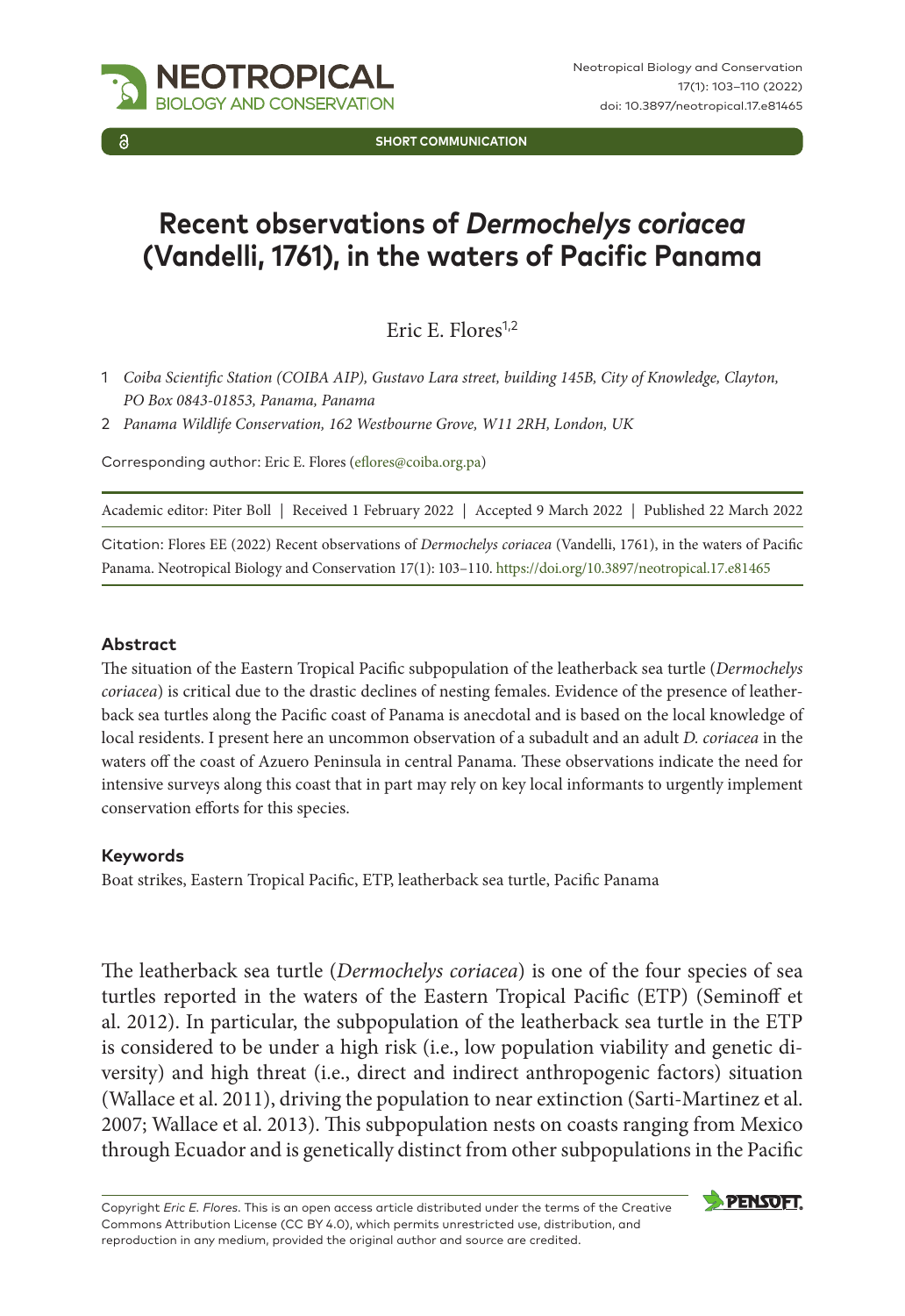SHORT COMMUNICATION

# Recent observations of *Dermochelys coriacea* (Vandelli, 1761), in the waters of Pacific Panama

Eric E. Flores[1,2]

1 *Coiba Scientific Station (COIBA AIP), Gustavo Lara street, building 145B, City of Knowledge, Clayton, PO Box 0843-01853, Panama, Panama*

2 *Panama Wildlife Conservation, 162 Westbourne Grove, W11 2RH, London, UK*

Corresponding author: Eric E. Flores (eflores@coiba.org.pa)

Academic editor: Piter Boll | Received 1 February 2022 | Accepted 9 March 2022 | Published 22 March 2022

Citation: Flores EE (2022) Recent observations of *Dermochelys coriacea* (Vandelli, 1761), in the waters of Pacific Panama. Neotropical Biology and Conservation 17(1): 103–110. https://doi.org/10.3897/neotropical.17.e81465

### Abstract

The situation of the Eastern Tropical Pacific subpopulation of the leatherback sea turtle (*Dermochelys coriacea*) is critical due to the drastic declines of nesting females. Evidence of the presence of leatherback sea turtles along the Pacific coast of Panama is anecdotal and is based on the local knowledge of local residents. I present here an uncommon observation of a subadult and an adult *D. coriacea* in the waters off the coast of Azuero Peninsula in central Panama. These observations indicate the need for intensive surveys along this coast that in part may rely on key local informants to urgently implement conservation efforts for this species.

### Keywords

Boat strikes, Eastern Tropical Pacific, ETP, leatherback sea turtle, Pacific Panama

The leatherback sea turtle (*Dermochelys coriacea*) is one of the four species of sea turtles reported in the waters of the Eastern Tropical Pacific (ETP) (Seminoff et al. 2012). In particular, the subpopulation of the leatherback sea turtle in the ETP is considered to be under a high risk (i.e., low population viability and genetic diversity) and high threat (i.e., direct and indirect anthropogenic factors) situation (Wallace et al. 2011), driving the population to near extinction (Sarti-Martinez et al. 2007; Wallace et al. 2013). This subpopulation nests on coasts ranging from Mexico through Ecuador and is genetically distinct from other subpopulations in the Pacific

Copyright *Eric E. Flores*. This is an open access article distributed under the terms of the Creative Commons Attribution License (CC BY 4.0), which permits unrestricted use, distribution, and reproduction in any medium, provided the original author and source are credited.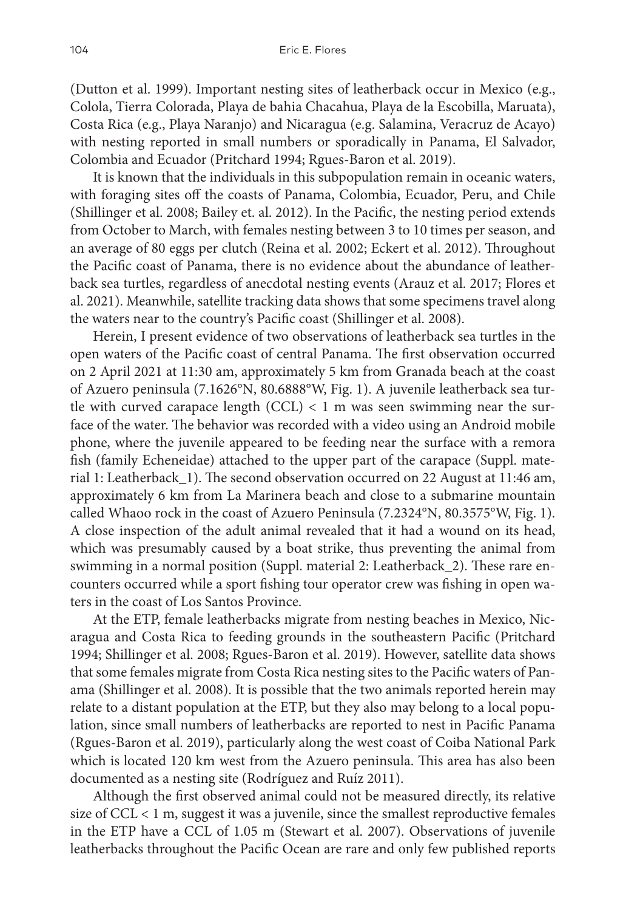(Dutton et al. 1999). Important nesting sites of leatherback occur in Mexico (e.g., Colola, Tierra Colorada, Playa de bahia Chacahua, Playa de la Escobilla, Maruata), Costa Rica (e.g., Playa Naranjo) and Nicaragua (e.g. Salamina, Veracruz de Acayo) with nesting reported in small numbers or sporadically in Panama, El Salvador, Colombia and Ecuador (Pritchard 1994; Rgues-Baron et al. 2019).

It is known that the individuals in this subpopulation remain in oceanic waters, with foraging sites off the coasts of Panama, Colombia, Ecuador, Peru, and Chile (Shillinger et al. 2008; Bailey et. al. 2012). In the Pacific, the nesting period extends from October to March, with females nesting between 3 to 10 times per season, and an average of 80 eggs per clutch (Reina et al. 2002; Eckert et al. 2012). Throughout the Pacific coast of Panama, there is no evidence about the abundance of leatherback sea turtles, regardless of anecdotal nesting events (Arauz et al. 2017; Flores et al. 2021). Meanwhile, satellite tracking data shows that some specimens travel along the waters near to the country's Pacific coast (Shillinger et al. 2008).

Herein, I present evidence of two observations of leatherback sea turtles in the open waters of the Pacific coast of central Panama. The first observation occurred on 2 April 2021 at 11:30 am, approximately 5 km from Granada beach at the coast of Azuero peninsula (7.1626°N, 80.6888°W, Fig. 1). A juvenile leatherback sea turtle with curved carapace length (CCL) < 1 m was seen swimming near the surface of the water. The behavior was recorded with a video using an Android mobile phone, where the juvenile appeared to be feeding near the surface with a remora fish (family Echeneidae) attached to the upper part of the carapace (Suppl. material 1: Leatherback_1). The second observation occurred on 22 August at 11:46 am, approximately 6 km from La Marinera beach and close to a submarine mountain called Whaoo rock in the coast of Azuero Peninsula (7.2324°N, 80.3575°W, Fig. 1). A close inspection of the adult animal revealed that it had a wound on its head, which was presumably caused by a boat strike, thus preventing the animal from swimming in a normal position (Suppl. material 2: Leatherback_2). These rare encounters occurred while a sport fishing tour operator crew was fishing in open waters in the coast of Los Santos Province.

At the ETP, female leatherbacks migrate from nesting beaches in Mexico, Nicaragua and Costa Rica to feeding grounds in the southeastern Pacific (Pritchard 1994; Shillinger et al. 2008; Rgues-Baron et al. 2019). However, satellite data shows that some females migrate from Costa Rica nesting sites to the Pacific waters of Panama (Shillinger et al. 2008). It is possible that the two animals reported herein may relate to a distant population at the ETP, but they also may belong to a local population, since small numbers of leatherbacks are reported to nest in Pacific Panama (Rgues-Baron et al. 2019), particularly along the west coast of Coiba National Park which is located 120 km west from the Azuero peninsula. This area has also been documented as a nesting site (Rodríguez and Ruíz 2011).

Although the first observed animal could not be measured directly, its relative size of CCL < 1 m, suggest it was a juvenile, since the smallest reproductive females in the ETP have a CCL of 1.05 m (Stewart et al. 2007). Observations of juvenile leatherbacks throughout the Pacific Ocean are rare and only few published reports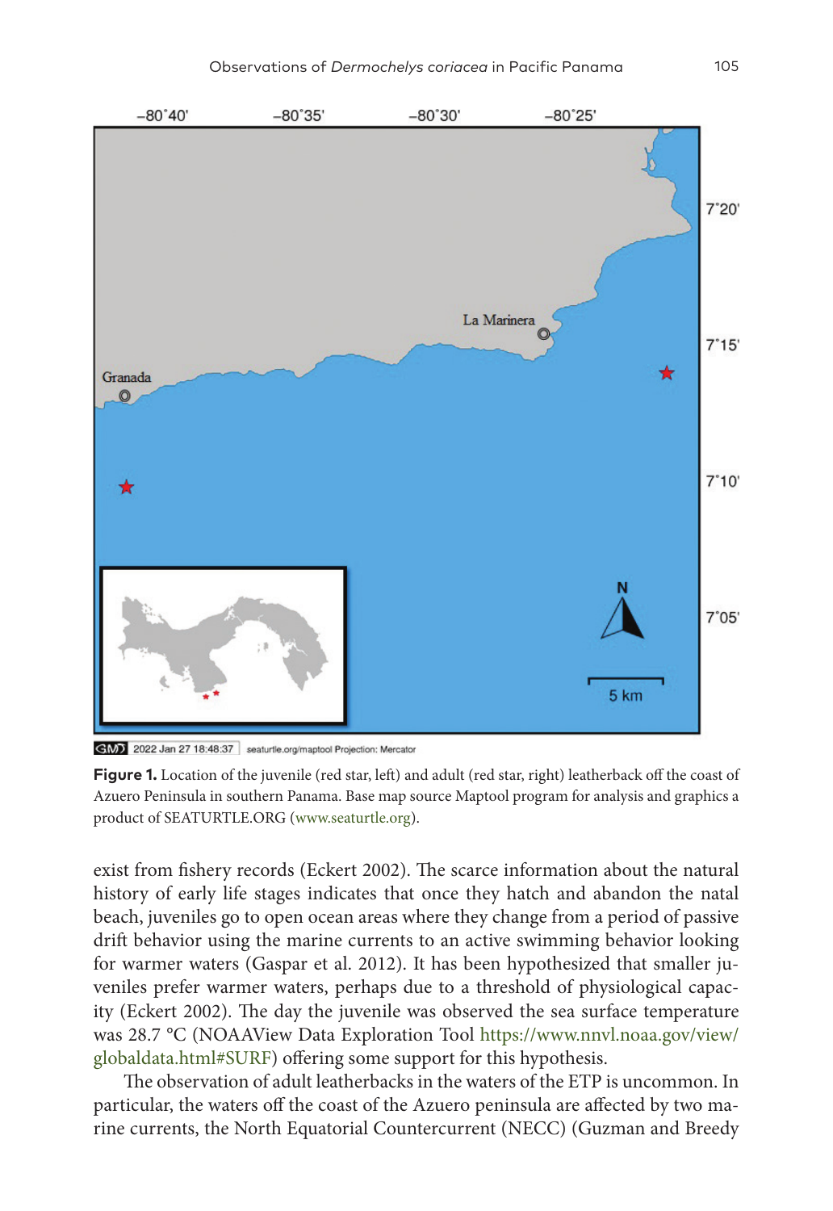**Figure 1.** Location of the juvenile (red star, left) and adult (red star, right) leatherback off the coast of Azuero Peninsula in southern Panama. Base map source Maptool program for analysis and graphics a product of SEATURTLE.ORG (www.seaturtle.org).

exist from fishery records (Eckert 2002). The scarce information about the natural history of early life stages indicates that once they hatch and abandon the natal beach, juveniles go to open ocean areas where they change from a period of passive drift behavior using the marine currents to an active swimming behavior looking for warmer waters (Gaspar et al. 2012). It has been hypothesized that smaller juveniles prefer warmer waters, perhaps due to a threshold of physiological capacity (Eckert 2002). The day the juvenile was observed the sea surface temperature was 28.7 °C (NOAAView Data Exploration Tool https://www.nnvl.noaa.gov/view/globaldata.html#SURF) offering some support for this hypothesis.

The observation of adult leatherbacks in the waters of the ETP is uncommon. In particular, the waters off the coast of the Azuero peninsula are affected by two marine currents, the North Equatorial Countercurrent (NECC) (Guzman and Breedy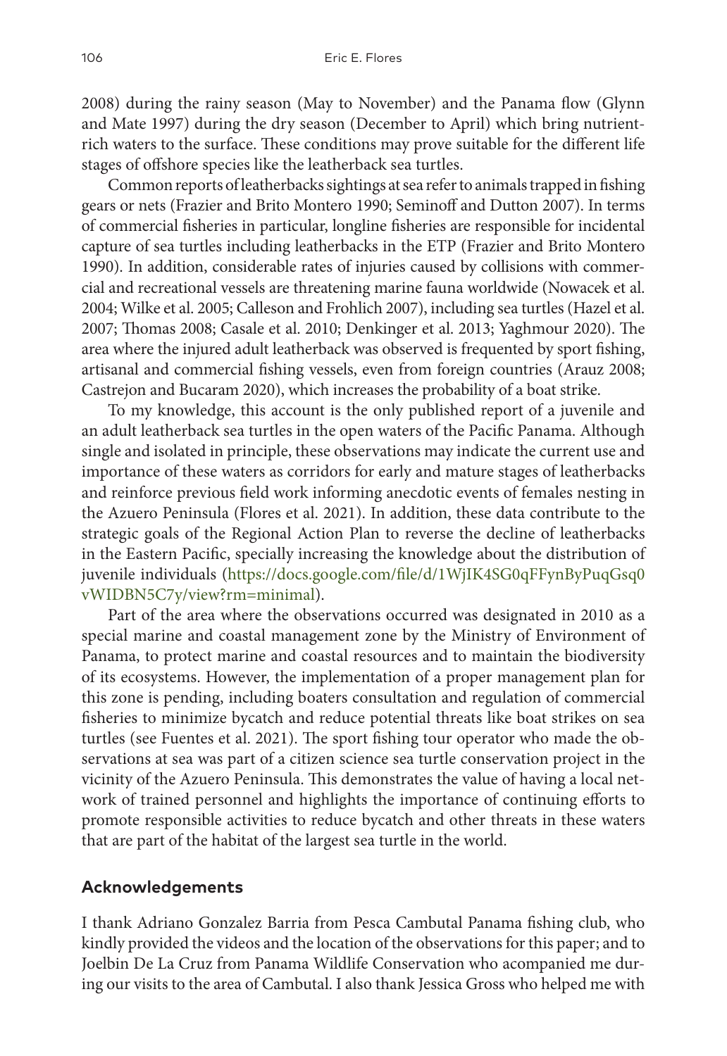2008) during the rainy season (May to November) and the Panama flow (Glynn and Mate 1997) during the dry season (December to April) which bring nutrient-rich waters to the surface. These conditions may prove suitable for the different life stages of offshore species like the leatherback sea turtles.

Common reports of leatherbacks sightings at sea refer to animals trapped in fishing gears or nets (Frazier and Brito Montero 1990; Seminoff and Dutton 2007). In terms of commercial fisheries in particular, longline fisheries are responsible for incidental capture of sea turtles including leatherbacks in the ETP (Frazier and Brito Montero 1990). In addition, considerable rates of injuries caused by collisions with commercial and recreational vessels are threatening marine fauna worldwide (Nowacek et al. 2004; Wilke et al. 2005; Calleson and Frohlich 2007), including sea turtles (Hazel et al. 2007; Thomas 2008; Casale et al. 2010; Denkinger et al. 2013; Yaghmour 2020). The area where the injured adult leatherback was observed is frequented by sport fishing, artisanal and commercial fishing vessels, even from foreign countries (Arauz 2008; Castrejon and Bucaram 2020), which increases the probability of a boat strike.

To my knowledge, this account is the only published report of a juvenile and an adult leatherback sea turtles in the open waters of the Pacific Panama. Although single and isolated in principle, these observations may indicate the current use and importance of these waters as corridors for early and mature stages of leatherbacks and reinforce previous field work informing anecdotic events of females nesting in the Azuero Peninsula (Flores et al. 2021). In addition, these data contribute to the strategic goals of the Regional Action Plan to reverse the decline of leatherbacks in the Eastern Pacific, specially increasing the knowledge about the distribution of juvenile individuals (https://docs.google.com/file/d/1WjIK4SG0qFFynByPuqGsq0vWIDBN5C7y/view?rm=minimal).

Part of the area where the observations occurred was designated in 2010 as a special marine and coastal management zone by the Ministry of Environment of Panama, to protect marine and coastal resources and to maintain the biodiversity of its ecosystems. However, the implementation of a proper management plan for this zone is pending, including boaters consultation and regulation of commercial fisheries to minimize bycatch and reduce potential threats like boat strikes on sea turtles (see Fuentes et al. 2021). The sport fishing tour operator who made the observations at sea was part of a citizen science sea turtle conservation project in the vicinity of the Azuero Peninsula. This demonstrates the value of having a local network of trained personnel and highlights the importance of continuing efforts to promote responsible activities to reduce bycatch and other threats in these waters that are part of the habitat of the largest sea turtle in the world.

## Acknowledgements

I thank Adriano Gonzalez Barria from Pesca Cambutal Panama fishing club, who kindly provided the videos and the location of the observations for this paper; and to Joelbin De La Cruz from Panama Wildlife Conservation who acompanied me during our visits to the area of Cambutal. I also thank Jessica Gross who helped me with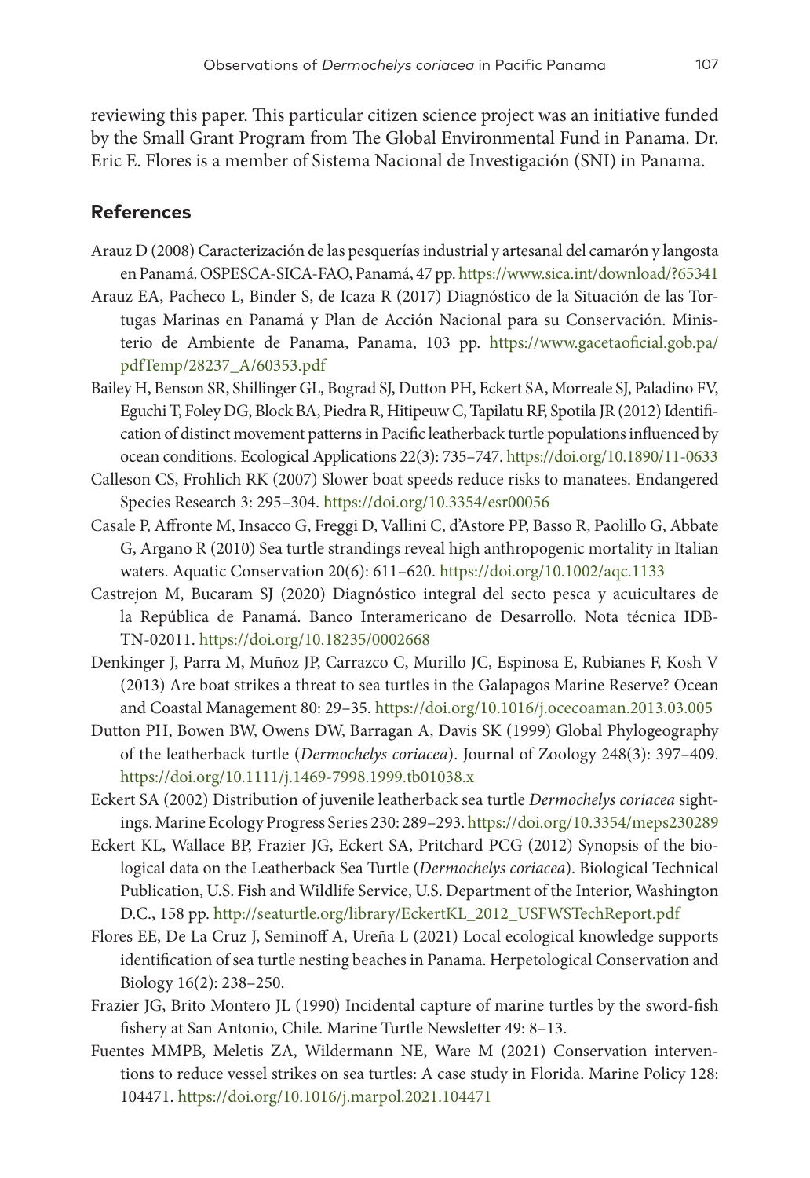reviewing this paper. This particular citizen science project was an initiative funded by the Small Grant Program from The Global Environmental Fund in Panama. Dr. Eric E. Flores is a member of Sistema Nacional de Investigación (SNI) in Panama.

## References

Arauz D (2008) Caracterización de las pesquerías industrial y artesanal del camarón y langosta en Panamá. OSPESCA-SICA-FAO, Panamá, 47 pp. https://www.sica.int/download/?65341

Arauz EA, Pacheco L, Binder S, de Icaza R (2017) Diagnóstico de la Situación de las Tortugas Marinas en Panamá y Plan de Acción Nacional para su Conservación. Ministerio de Ambiente de Panama, Panama, 103 pp. https://www.gacetaoficial.gob.pa/pdfTemp/28237_A/60353.pdf

Bailey H, Benson SR, Shillinger GL, Bograd SJ, Dutton PH, Eckert SA, Morreale SJ, Paladino FV, Eguchi T, Foley DG, Block BA, Piedra R, Hitipeuw C, Tapilatu RF, Spotila JR (2012) Identification of distinct movement patterns in Pacific leatherback turtle populations influenced by ocean conditions. Ecological Applications 22(3): 735–747. https://doi.org/10.1890/11-0633

Calleson CS, Frohlich RK (2007) Slower boat speeds reduce risks to manatees. Endangered Species Research 3: 295–304. https://doi.org/10.3354/esr00056

Casale P, Affronte M, Insacco G, Freggi D, Vallini C, d'Astore PP, Basso R, Paolillo G, Abbate G, Argano R (2010) Sea turtle strandings reveal high anthropogenic mortality in Italian waters. Aquatic Conservation 20(6): 611–620. https://doi.org/10.1002/aqc.1133

Castrejon M, Bucaram SJ (2020) Diagnóstico integral del secto pesca y acuicultares de la República de Panamá. Banco Interamericano de Desarrollo. Nota técnica IDB-TN-02011. https://doi.org/10.18235/0002668

Denkinger J, Parra M, Muñoz JP, Carrazco C, Murillo JC, Espinosa E, Rubianes F, Kosh V (2013) Are boat strikes a threat to sea turtles in the Galapagos Marine Reserve? Ocean and Coastal Management 80: 29–35. https://doi.org/10.1016/j.ocecoaman.2013.03.005

Dutton PH, Bowen BW, Owens DW, Barragan A, Davis SK (1999) Global Phylogeography of the leatherback turtle (*Dermochelys coriacea*). Journal of Zoology 248(3): 397–409. https://doi.org/10.1111/j.1469-7998.1999.tb01038.x

Eckert SA (2002) Distribution of juvenile leatherback sea turtle *Dermochelys coriacea* sightings. Marine Ecology Progress Series 230: 289–293. https://doi.org/10.3354/meps230289

Eckert KL, Wallace BP, Frazier JG, Eckert SA, Pritchard PCG (2012) Synopsis of the biological data on the Leatherback Sea Turtle (*Dermochelys coriacea*). Biological Technical Publication, U.S. Fish and Wildlife Service, U.S. Department of the Interior, Washington D.C., 158 pp. http://seaturtle.org/library/EckertKL_2012_USFWSTechReport.pdf

Flores EE, De La Cruz J, Seminoff A, Ureña L (2021) Local ecological knowledge supports identification of sea turtle nesting beaches in Panama. Herpetological Conservation and Biology 16(2): 238–250.

Frazier JG, Brito Montero JL (1990) Incidental capture of marine turtles by the sword-fish fishery at San Antonio, Chile. Marine Turtle Newsletter 49: 8–13.

Fuentes MMPB, Meletis ZA, Wildermann NE, Ware M (2021) Conservation interventions to reduce vessel strikes on sea turtles: A case study in Florida. Marine Policy 128: 104471. https://doi.org/10.1016/j.marpol.2021.104471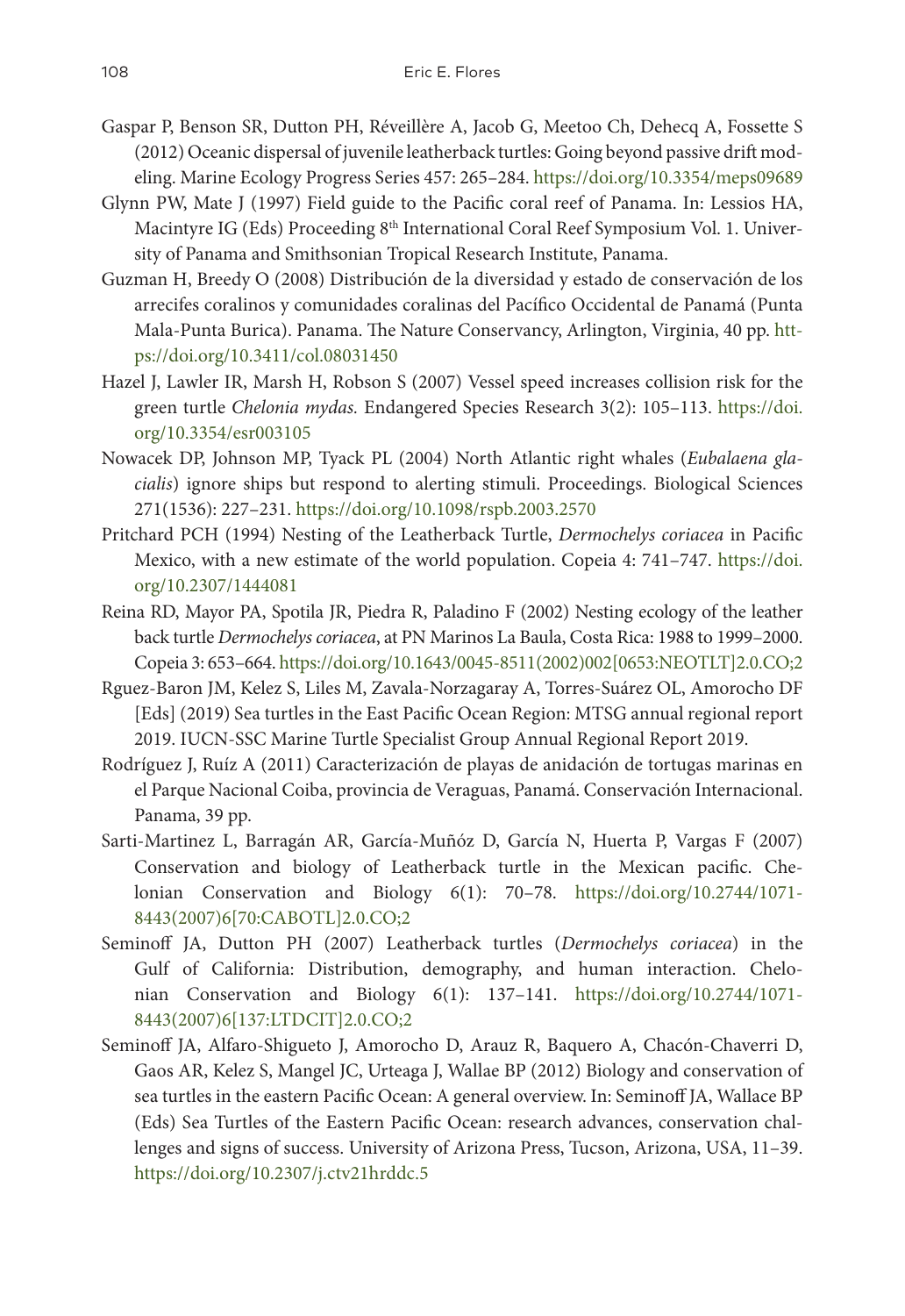Gaspar P, Benson SR, Dutton PH, Réveillère A, Jacob G, Meetoo Ch, Dehecq A, Fossette S (2012) Oceanic dispersal of juvenile leatherback turtles: Going beyond passive drift modeling. Marine Ecology Progress Series 457: 265–284. https://doi.org/10.3354/meps09689

Glynn PW, Mate J (1997) Field guide to the Pacific coral reef of Panama. In: Lessios HA, Macintyre IG (Eds) Proceeding 8th International Coral Reef Symposium Vol. 1. University of Panama and Smithsonian Tropical Research Institute, Panama.

Guzman H, Breedy O (2008) Distribución de la diversidad y estado de conservación de los arrecifes coralinos y comunidades coralinas del Pacífico Occidental de Panamá (Punta Mala-Punta Burica). Panama. The Nature Conservancy, Arlington, Virginia, 40 pp. https://doi.org/10.3411/col.08031450

Hazel J, Lawler IR, Marsh H, Robson S (2007) Vessel speed increases collision risk for the green turtle *Chelonia mydas.* Endangered Species Research 3(2): 105–113. https://doi.org/10.3354/esr003105

Nowacek DP, Johnson MP, Tyack PL (2004) North Atlantic right whales (*Eubalaena glacialis*) ignore ships but respond to alerting stimuli. Proceedings. Biological Sciences 271(1536): 227–231. https://doi.org/10.1098/rspb.2003.2570

Pritchard PCH (1994) Nesting of the Leatherback Turtle, *Dermochelys coriacea* in Pacific Mexico, with a new estimate of the world population. Copeia 4: 741–747. https://doi.org/10.2307/1444081

Reina RD, Mayor PA, Spotila JR, Piedra R, Paladino F (2002) Nesting ecology of the leather back turtle *Dermochelys coriacea*, at PN Marinos La Baula, Costa Rica: 1988 to 1999–2000. Copeia 3: 653–664. https://doi.org/10.1643/0045-8511(2002)002[0653:NEOTLT]2.0.CO;2

Rguez-Baron JM, Kelez S, Liles M, Zavala-Norzagaray A, Torres-Suárez OL, Amorocho DF [Eds] (2019) Sea turtles in the East Pacific Ocean Region: MTSG annual regional report 2019. IUCN-SSC Marine Turtle Specialist Group Annual Regional Report 2019.

Rodríguez J, Ruíz A (2011) Caracterización de playas de anidación de tortugas marinas en el Parque Nacional Coiba, provincia de Veraguas, Panamá. Conservación Internacional. Panama, 39 pp.

Sarti-Martinez L, Barragán AR, García-Muñóz D, García N, Huerta P, Vargas F (2007) Conservation and biology of Leatherback turtle in the Mexican pacific. Chelonian Conservation and Biology 6(1): 70–78. https://doi.org/10.2744/1071-8443(2007)6[70:CABOTL]2.0.CO;2

Seminoff JA, Dutton PH (2007) Leatherback turtles (*Dermochelys coriacea*) in the Gulf of California: Distribution, demography, and human interaction. Chelonian Conservation and Biology 6(1): 137–141. https://doi.org/10.2744/1071-8443(2007)6[137:LTDCIT]2.0.CO;2

Seminoff JA, Alfaro-Shigueto J, Amorocho D, Arauz R, Baquero A, Chacón-Chaverri D, Gaos AR, Kelez S, Mangel JC, Urteaga J, Wallae BP (2012) Biology and conservation of sea turtles in the eastern Pacific Ocean: A general overview. In: Seminoff JA, Wallace BP (Eds) Sea Turtles of the Eastern Pacific Ocean: research advances, conservation challenges and signs of success. University of Arizona Press, Tucson, Arizona, USA, 11–39. https://doi.org/10.2307/j.ctv21hrddc.5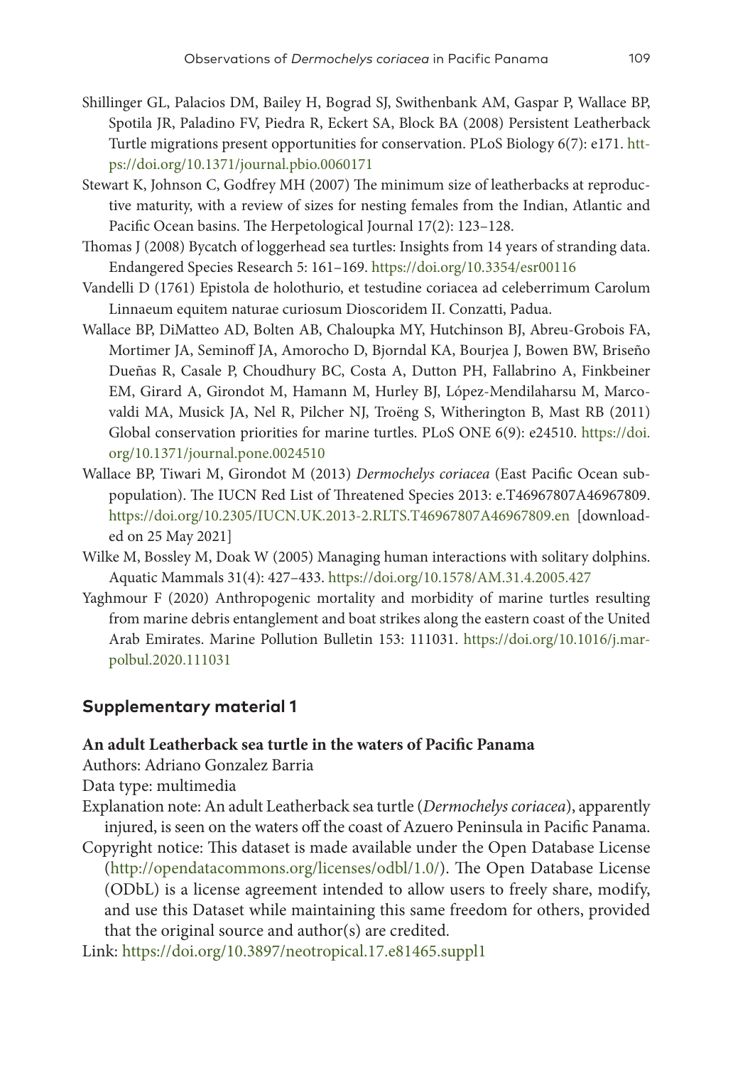Shillinger GL, Palacios DM, Bailey H, Bograd SJ, Swithenbank AM, Gaspar P, Wallace BP, Spotila JR, Paladino FV, Piedra R, Eckert SA, Block BA (2008) Persistent Leatherback Turtle migrations present opportunities for conservation. PLoS Biology 6(7): e171. https://doi.org/10.1371/journal.pbio.0060171

Stewart K, Johnson C, Godfrey MH (2007) The minimum size of leatherbacks at reproductive maturity, with a review of sizes for nesting females from the Indian, Atlantic and Pacific Ocean basins. The Herpetological Journal 17(2): 123–128.

Thomas J (2008) Bycatch of loggerhead sea turtles: Insights from 14 years of stranding data. Endangered Species Research 5: 161–169. https://doi.org/10.3354/esr00116

Vandelli D (1761) Epistola de holothurio, et testudine coriacea ad celeberrimum Carolum Linnaeum equitem naturae curiosum Dioscoridem II. Conzatti, Padua.

Wallace BP, DiMatteo AD, Bolten AB, Chaloupka MY, Hutchinson BJ, Abreu-Grobois FA, Mortimer JA, Seminoff JA, Amorocho D, Bjorndal KA, Bourjea J, Bowen BW, Briseño Dueñas R, Casale P, Choudhury BC, Costa A, Dutton PH, Fallabrino A, Finkbeiner EM, Girard A, Girondot M, Hamann M, Hurley BJ, López-Mendilaharsu M, Marcovaldi MA, Musick JA, Nel R, Pilcher NJ, Troëng S, Witherington B, Mast RB (2011) Global conservation priorities for marine turtles. PLoS ONE 6(9): e24510. https://doi.org/10.1371/journal.pone.0024510

Wallace BP, Tiwari M, Girondot M (2013) *Dermochelys coriacea* (East Pacific Ocean subpopulation). The IUCN Red List of Threatened Species 2013: e.T46967807A46967809. https://doi.org/10.2305/IUCN.UK.2013-2.RLTS.T46967807A46967809.en [downloaded on 25 May 2021]

Wilke M, Bossley M, Doak W (2005) Managing human interactions with solitary dolphins. Aquatic Mammals 31(4): 427–433. https://doi.org/10.1578/AM.31.4.2005.427

Yaghmour F (2020) Anthropogenic mortality and morbidity of marine turtles resulting from marine debris entanglement and boat strikes along the eastern coast of the United Arab Emirates. Marine Pollution Bulletin 153: 111031. https://doi.org/10.1016/j.marpolbul.2020.111031

## Supplementary material 1

**An adult Leatherback sea turtle in the waters of Pacific Panama**

Authors: Adriano Gonzalez Barria

Data type: multimedia

Explanation note: An adult Leatherback sea turtle (*Dermochelys coriacea*), apparently injured, is seen on the waters off the coast of Azuero Peninsula in Pacific Panama.

Copyright notice: This dataset is made available under the Open Database License (http://opendatacommons.org/licenses/odbl/1.0/). The Open Database License (ODbL) is a license agreement intended to allow users to freely share, modify, and use this Dataset while maintaining this same freedom for others, provided that the original source and author(s) are credited.

Link: https://doi.org/10.3897/neotropical.17.e81465.suppl1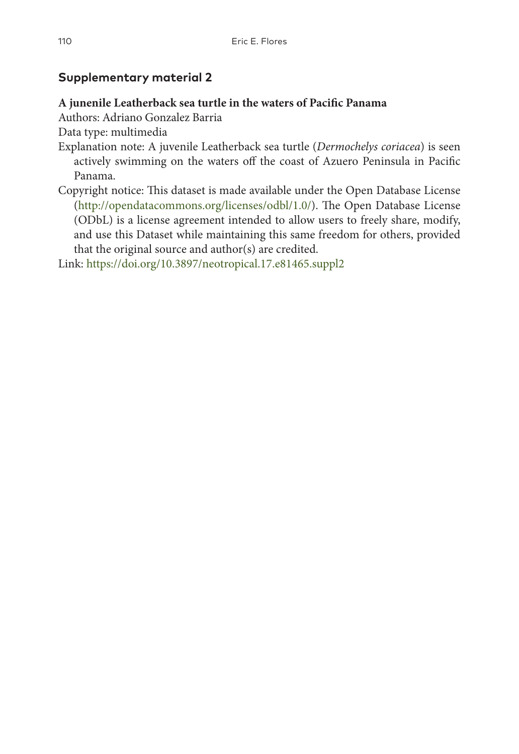## Supplementary material 2

**A junenile Leatherback sea turtle in the waters of Pacific Panama**

Authors: Adriano Gonzalez Barria

Data type: multimedia

Explanation note: A juvenile Leatherback sea turtle (*Dermochelys coriacea*) is seen actively swimming on the waters off the coast of Azuero Peninsula in Pacific Panama.

Copyright notice: This dataset is made available under the Open Database License (http://opendatacommons.org/licenses/odbl/1.0/). The Open Database License (ODbL) is a license agreement intended to allow users to freely share, modify, and use this Dataset while maintaining this same freedom for others, provided that the original source and author(s) are credited.

Link: https://doi.org/10.3897/neotropical.17.e81465.suppl2